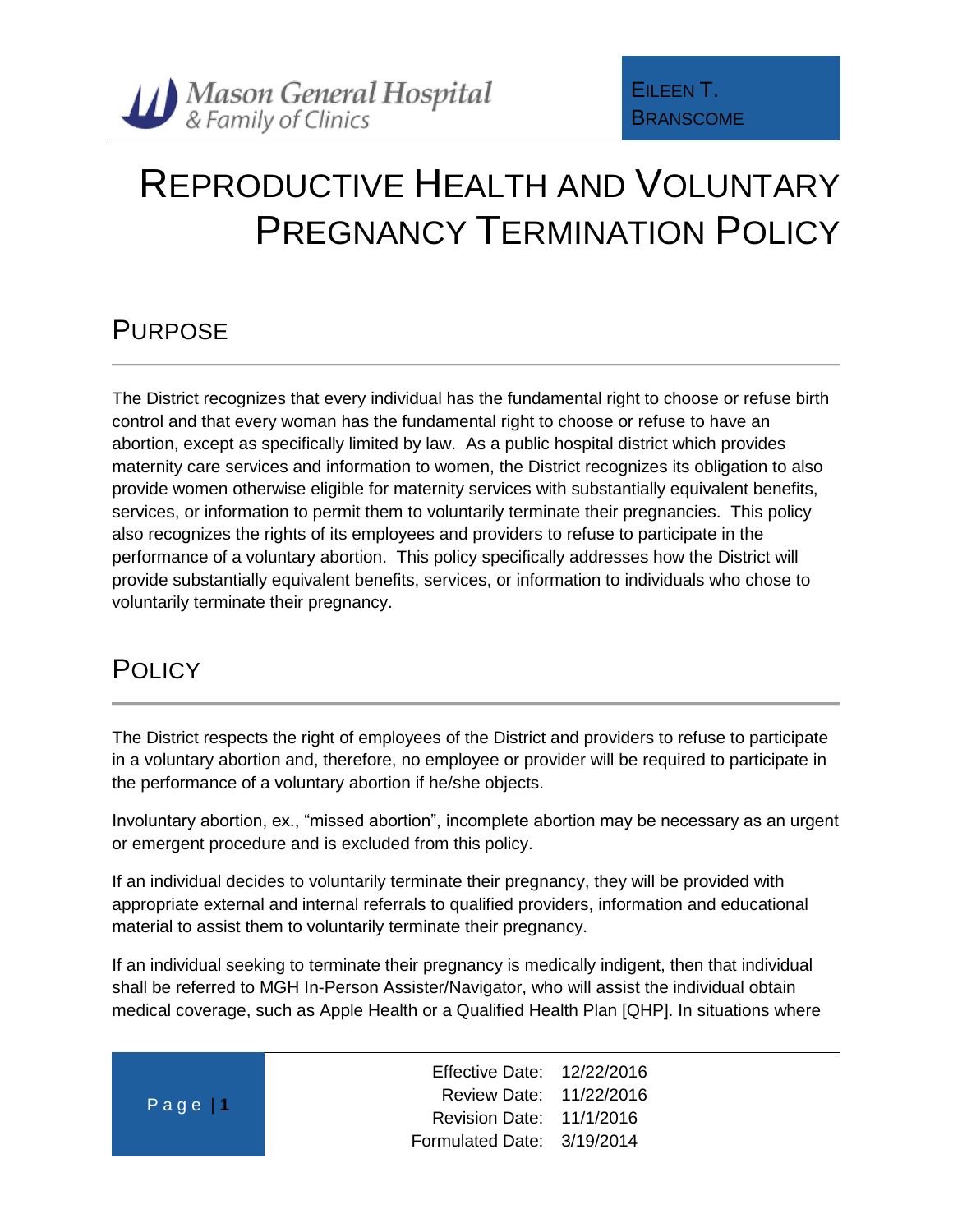Mason General Hospital
& Family of Clinics

EILEEN T. BRANSCOME

# REPRODUCTIVE HEALTH AND VOLUNTARY PREGNANCY TERMINATION POLICY

## PURPOSE

The District recognizes that every individual has the fundamental right to choose or refuse birth control and that every woman has the fundamental right to choose or refuse to have an abortion, except as specifically limited by law. As a public hospital district which provides maternity care services and information to women, the District recognizes its obligation to also provide women otherwise eligible for maternity services with substantially equivalent benefits, services, or information to permit them to voluntarily terminate their pregnancies. This policy also recognizes the rights of its employees and providers to refuse to participate in the performance of a voluntary abortion. This policy specifically addresses how the District will provide substantially equivalent benefits, services, or information to individuals who chose to voluntarily terminate their pregnancy.

## POLICY

The District respects the right of employees of the District and providers to refuse to participate in a voluntary abortion and, therefore, no employee or provider will be required to participate in the performance of a voluntary abortion if he/she objects.

Involuntary abortion, ex., "missed abortion", incomplete abortion may be necessary as an urgent or emergent procedure and is excluded from this policy.

If an individual decides to voluntarily terminate their pregnancy, they will be provided with appropriate external and internal referrals to qualified providers, information and educational material to assist them to voluntarily terminate their pregnancy.

If an individual seeking to terminate their pregnancy is medically indigent, then that individual shall be referred to MGH In-Person Assister/Navigator, who will assist the individual obtain medical coverage, such as Apple Health or a Qualified Health Plan [QHP]. In situations where

| | |
|---|---|
| Effective Date: | 12/22/2016 |
| Review Date: | 11/22/2016 |
| Revision Date: | 11/1/2016 |
| Formulated Date: | 3/19/2014 |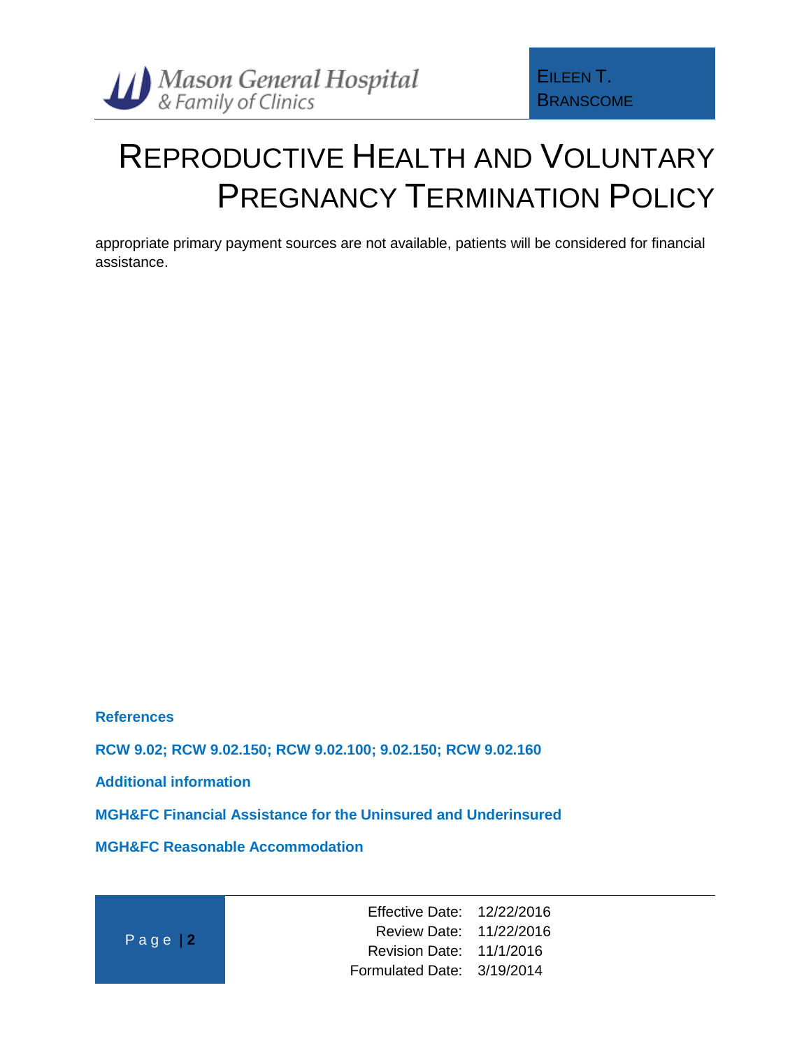appropriate primary payment sources are not available, patients will be considered for financial assistance.

**References**

**RCW 9.02; RCW 9.02.150; RCW 9.02.100; 9.02.150; RCW 9.02.160**

**Additional information**

**MGH&FC Financial Assistance for the Uninsured and Underinsured**

**MGH&FC Reasonable Accommodation**

| | |
|---|---|
| Effective Date: | 12/22/2016 |
| Review Date: | 11/22/2016 |
| Revision Date: | 11/1/2016 |
| Formulated Date: | 3/19/2014 |